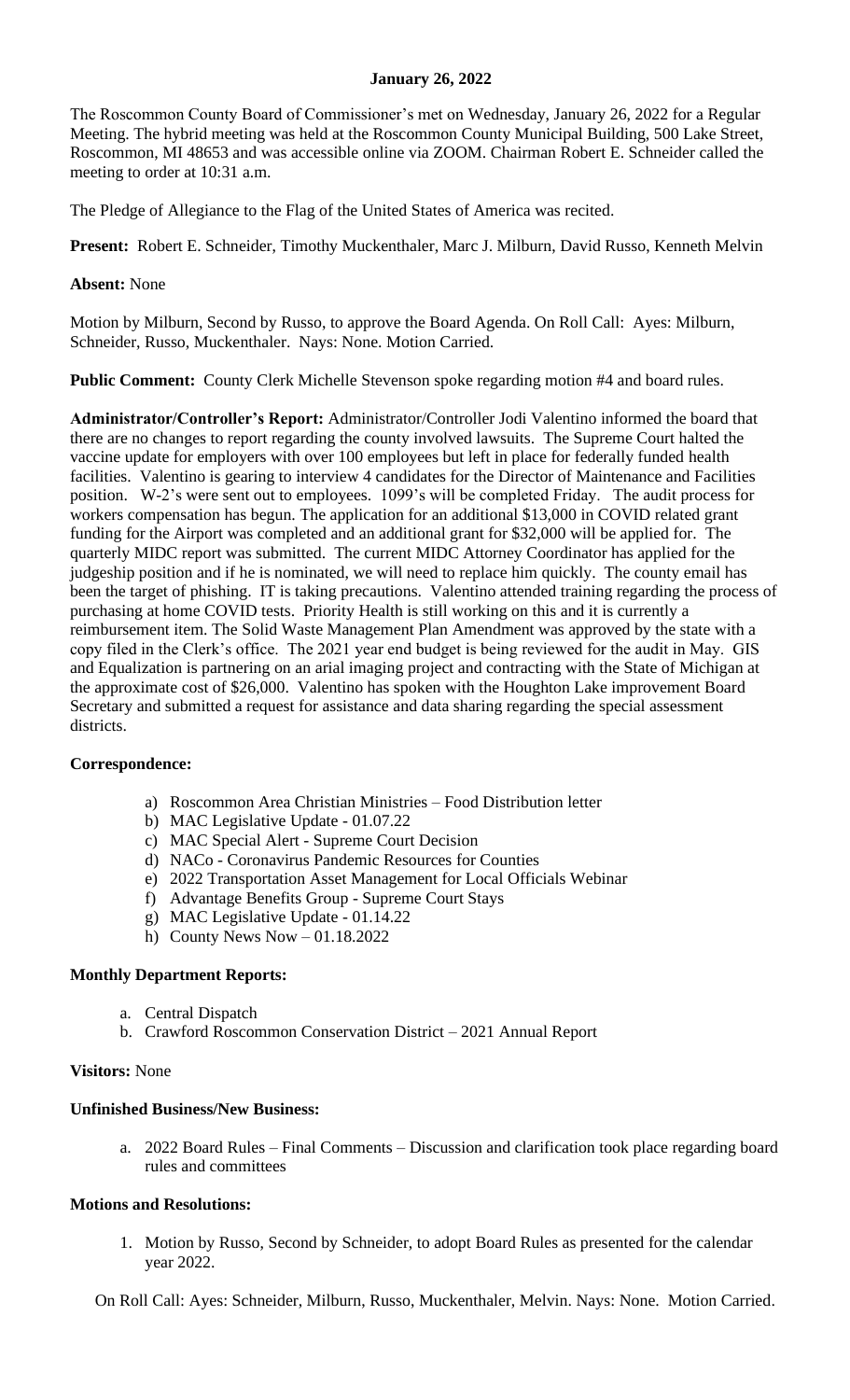**January 26, 2022**

The Roscommon County Board of Commissioner's met on Wednesday, January 26, 2022 for a Regular Meeting. The hybrid meeting was held at the Roscommon County Municipal Building, 500 Lake Street, Roscommon, MI 48653 and was accessible online via ZOOM. Chairman Robert E. Schneider called the meeting to order at 10:31 a.m.

The Pledge of Allegiance to the Flag of the United States of America was recited.

**Present:** Robert E. Schneider, Timothy Muckenthaler, Marc J. Milburn, David Russo, Kenneth Melvin

**Absent:** None

Motion by Milburn, Second by Russo, to approve the Board Agenda. On Roll Call: Ayes: Milburn, Schneider, Russo, Muckenthaler. Nays: None. Motion Carried.

**Public Comment:** County Clerk Michelle Stevenson spoke regarding motion #4 and board rules.

**Administrator/Controller's Report:** Administrator/Controller Jodi Valentino informed the board that there are no changes to report regarding the county involved lawsuits. The Supreme Court halted the vaccine update for employers with over 100 employees but left in place for federally funded health facilities. Valentino is gearing to interview 4 candidates for the Director of Maintenance and Facilities position. W-2's were sent out to employees. 1099's will be completed Friday. The audit process for workers compensation has begun. The application for an additional $13,000 in COVID related grant funding for the Airport was completed and an additional grant for $32,000 will be applied for. The quarterly MIDC report was submitted. The current MIDC Attorney Coordinator has applied for the judgeship position and if he is nominated, we will need to replace him quickly. The county email has been the target of phishing. IT is taking precautions. Valentino attended training regarding the process of purchasing at home COVID tests. Priority Health is still working on this and it is currently a reimbursement item. The Solid Waste Management Plan Amendment was approved by the state with a copy filed in the Clerk's office. The 2021 year end budget is being reviewed for the audit in May. GIS and Equalization is partnering on an arial imaging project and contracting with the State of Michigan at the approximate cost of $26,000. Valentino has spoken with the Houghton Lake improvement Board Secretary and submitted a request for assistance and data sharing regarding the special assessment districts.

**Correspondence:**

a) Roscommon Area Christian Ministries – Food Distribution letter
b) MAC Legislative Update - 01.07.22
c) MAC Special Alert - Supreme Court Decision
d) NACo - Coronavirus Pandemic Resources for Counties
e) 2022 Transportation Asset Management for Local Officials Webinar
f) Advantage Benefits Group - Supreme Court Stays
g) MAC Legislative Update - 01.14.22
h) County News Now – 01.18.2022

**Monthly Department Reports:**

a. Central Dispatch
b. Crawford Roscommon Conservation District – 2021 Annual Report

**Visitors:** None

**Unfinished Business/New Business:**

a. 2022 Board Rules – Final Comments – Discussion and clarification took place regarding board rules and committees

**Motions and Resolutions:**

1. Motion by Russo, Second by Schneider, to adopt Board Rules as presented for the calendar year 2022.

On Roll Call: Ayes: Schneider, Milburn, Russo, Muckenthaler, Melvin. Nays: None. Motion Carried.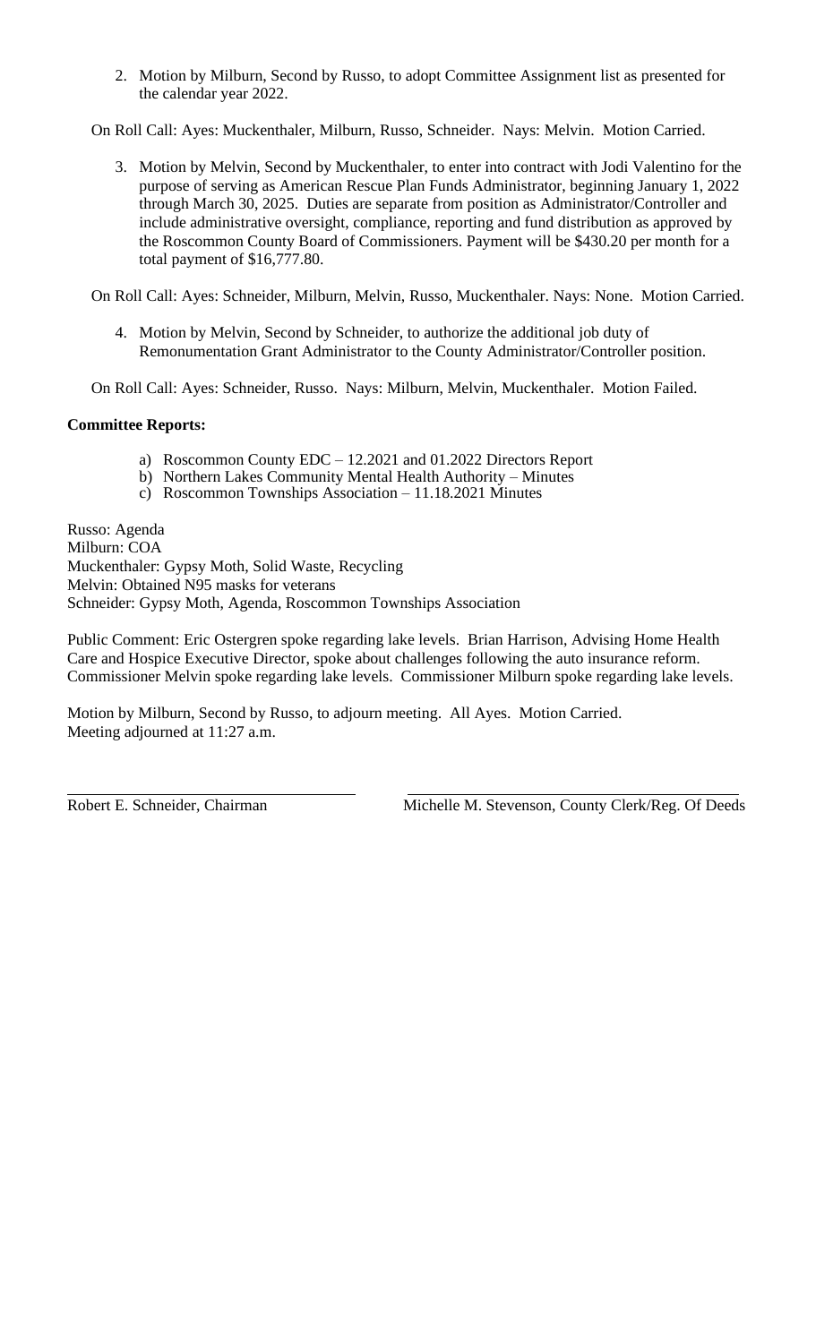2. Motion by Milburn, Second by Russo, to adopt Committee Assignment list as presented for the calendar year 2022.

On Roll Call: Ayes: Muckenthaler, Milburn, Russo, Schneider. Nays: Melvin. Motion Carried.

3. Motion by Melvin, Second by Muckenthaler, to enter into contract with Jodi Valentino for the purpose of serving as American Rescue Plan Funds Administrator, beginning January 1, 2022 through March 30, 2025. Duties are separate from position as Administrator/Controller and include administrative oversight, compliance, reporting and fund distribution as approved by the Roscommon County Board of Commissioners. Payment will be $430.20 per month for a total payment of $16,777.80.

On Roll Call: Ayes: Schneider, Milburn, Melvin, Russo, Muckenthaler. Nays: None. Motion Carried.

4. Motion by Melvin, Second by Schneider, to authorize the additional job duty of Remonumentation Grant Administrator to the County Administrator/Controller position.

On Roll Call: Ayes: Schneider, Russo. Nays: Milburn, Melvin, Muckenthaler. Motion Failed.

**Committee Reports:**

a) Roscommon County EDC – 12.2021 and 01.2022 Directors Report
b) Northern Lakes Community Mental Health Authority – Minutes
c) Roscommon Townships Association – 11.18.2021 Minutes

Russo: Agenda
Milburn: COA
Muckenthaler: Gypsy Moth, Solid Waste, Recycling
Melvin: Obtained N95 masks for veterans
Schneider: Gypsy Moth, Agenda, Roscommon Townships Association

Public Comment: Eric Ostergren spoke regarding lake levels. Brian Harrison, Advising Home Health Care and Hospice Executive Director, spoke about challenges following the auto insurance reform. Commissioner Melvin spoke regarding lake levels. Commissioner Milburn spoke regarding lake levels.

Motion by Milburn, Second by Russo, to adjourn meeting. All Ayes. Motion Carried.
Meeting adjourned at 11:27 a.m.

Robert E. Schneider, Chairman

Michelle M. Stevenson, County Clerk/Reg. Of Deeds